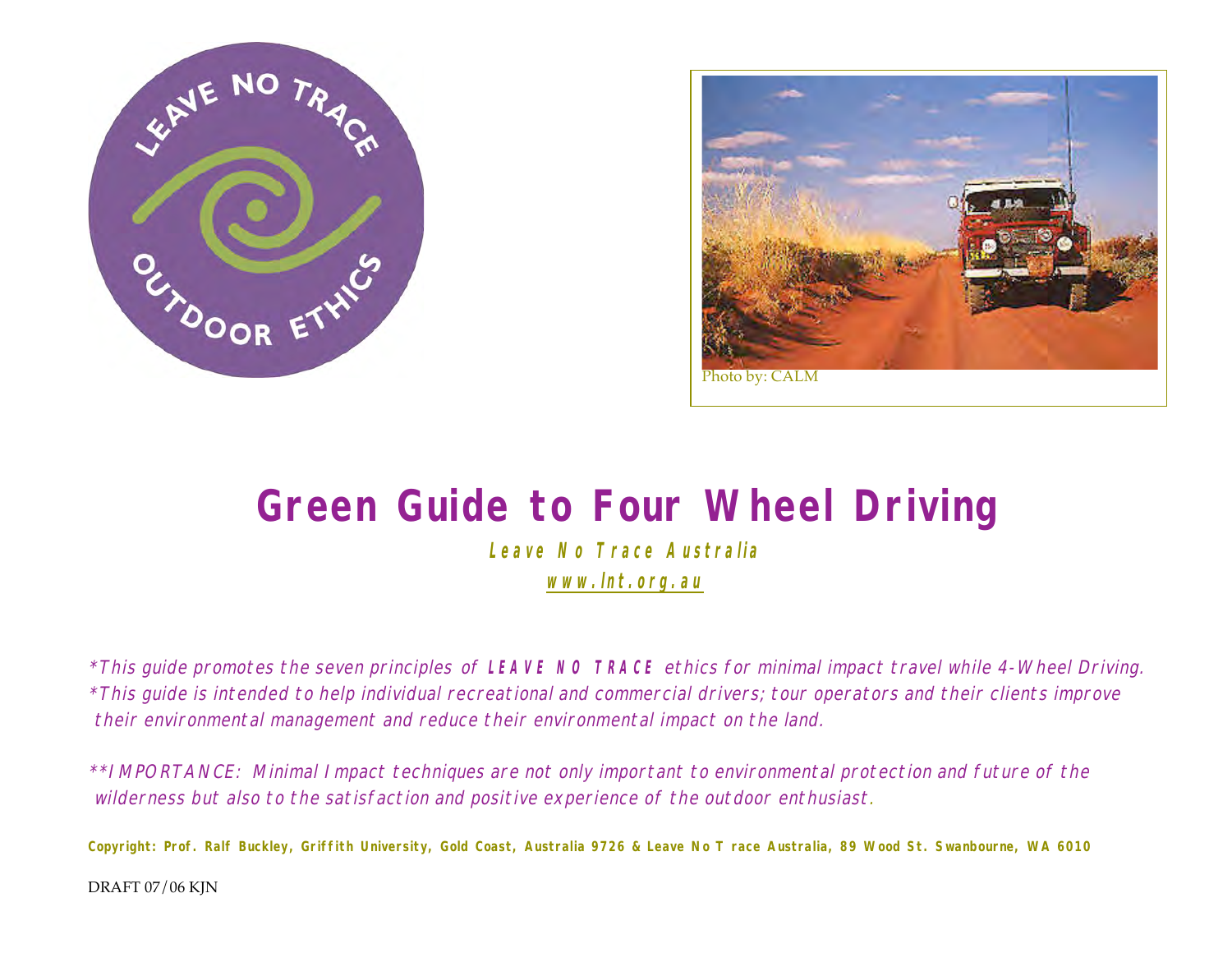# Green Guide to Four Wheel Driving

***Leave No Trace Australia***

***www.lnt.org.au***

Photo by: CALM

*\*This guide promotes the seven principles of **LEAVE NO TRACE** ethics for minimal impact travel while 4-Wheel Driving.*
*\*This guide is intended to help individual recreational and commercial drivers; tour operators and their clients improve their environmental management and reduce their environmental impact on the land.*

*\*\*IMPORTANCE: Minimal Impact techniques are not only important to environmental protection and future of the wilderness but also to the satisfaction and positive experience of the outdoor enthusiast.*

**Copyright: Prof. Ralf Buckley, Griffith University, Gold Coast, Australia 9726 & Leave No Trace Australia, 89 Wood St. Swanbourne, WA 6010**

DRAFT 07/06 KJN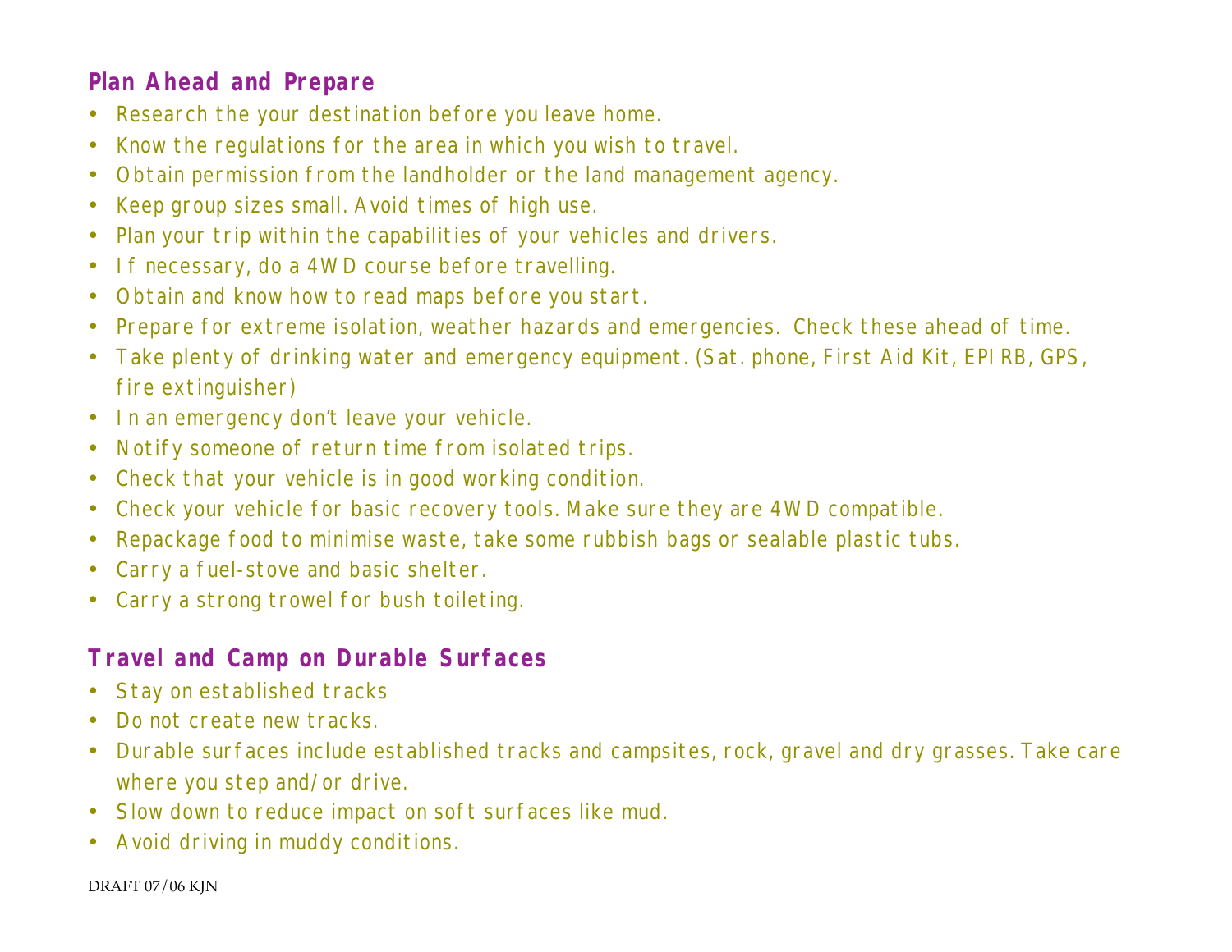## Plan Ahead and Prepare

- Research the your destination before you leave home.
- Know the regulations for the area in which you wish to travel.
- Obtain permission from the landholder or the land management agency.
- Keep group sizes small. Avoid times of high use.
- Plan your trip within the capabilities of your vehicles and drivers.
- If necessary, do a 4WD course before travelling.
- Obtain and know how to read maps before you start.
- Prepare for extreme isolation, weather hazards and emergencies. Check these ahead of time.
- Take plenty of drinking water and emergency equipment. (Sat. phone, First Aid Kit, EPIRB, GPS, fire extinguisher)
- In an emergency don't leave your vehicle.
- Notify someone of return time from isolated trips.
- Check that your vehicle is in good working condition.
- Check your vehicle for basic recovery tools. Make sure they are 4WD compatible.
- Repackage food to minimise waste, take some rubbish bags or sealable plastic tubs.
- Carry a fuel-stove and basic shelter.
- Carry a strong trowel for bush toileting.

## Travel and Camp on Durable Surfaces

- Stay on established tracks
- Do not create new tracks.
- Durable surfaces include established tracks and campsites, rock, gravel and dry grasses. Take care where you step and/or drive.
- Slow down to reduce impact on soft surfaces like mud.
- Avoid driving in muddy conditions.

DRAFT 07/06 KJN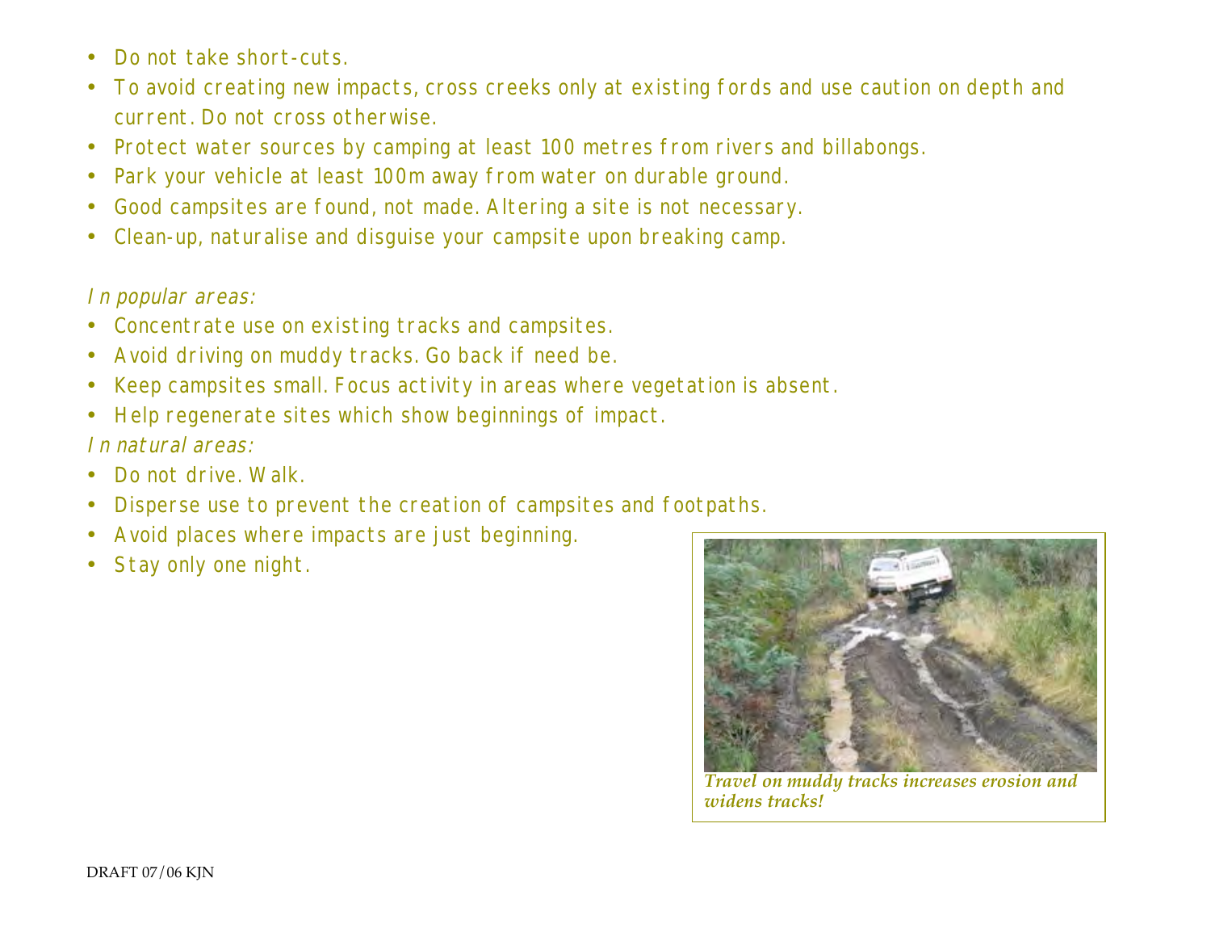- Do not take short-cuts.
- To avoid creating new impacts, cross creeks only at existing fords and use caution on depth and current. Do not cross otherwise.
- Protect water sources by camping at least 100 metres from rivers and billabongs.
- Park your vehicle at least 100m away from water on durable ground.
- Good campsites are found, not made. Altering a site is not necessary.
- Clean-up, naturalise and disguise your campsite upon breaking camp.

*In popular areas:*

- Concentrate use on existing tracks and campsites.
- Avoid driving on muddy tracks. Go back if need be.
- Keep campsites small. Focus activity in areas where vegetation is absent.
- Help regenerate sites which show beginnings of impact.

*In natural areas:*

- Do not drive. Walk.
- Disperse use to prevent the creation of campsites and footpaths.
- Avoid places where impacts are just beginning.
- Stay only one night.

***Travel on muddy tracks increases erosion and widens tracks!***

DRAFT 07/06 KJN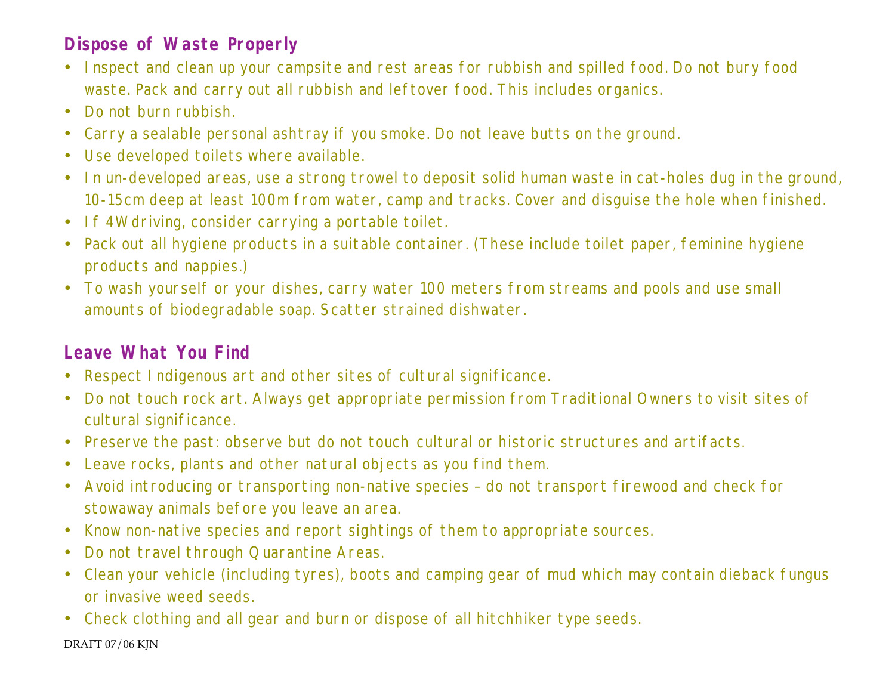## Dispose of Waste Properly

- Inspect and clean up your campsite and rest areas for rubbish and spilled food. Do not bury food waste. Pack and carry out all rubbish and leftover food. This includes organics.
- Do not burn rubbish.
- Carry a sealable personal ashtray if you smoke. Do not leave butts on the ground.
- Use developed toilets where available.
- In un-developed areas, use a strong trowel to deposit solid human waste in cat-holes dug in the ground, 10-15cm deep at least 100m from water, camp and tracks. Cover and disguise the hole when finished.
- If 4W driving, consider carrying a portable toilet.
- Pack out all hygiene products in a suitable container. (These include toilet paper, feminine hygiene products and nappies.)
- To wash yourself or your dishes, carry water 100 meters from streams and pools and use small amounts of biodegradable soap. Scatter strained dishwater.

## Leave What You Find

- Respect Indigenous art and other sites of cultural significance.
- Do not touch rock art. Always get appropriate permission from Traditional Owners to visit sites of cultural significance.
- Preserve the past: observe but do not touch cultural or historic structures and artifacts.
- Leave rocks, plants and other natural objects as you find them.
- Avoid introducing or transporting non-native species – do not transport firewood and check for stowaway animals before you leave an area.
- Know non-native species and report sightings of them to appropriate sources.
- Do not travel through Quarantine Areas.
- Clean your vehicle (including tyres), boots and camping gear of mud which may contain dieback fungus or invasive weed seeds.
- Check clothing and all gear and burn or dispose of all hitchhiker type seeds.

DRAFT 07/06 KJN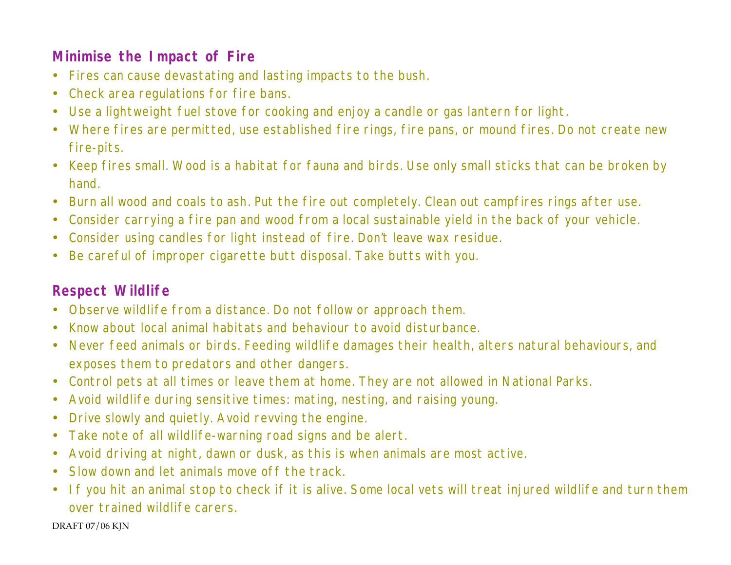## Minimise the Impact of Fire

- Fires can cause devastating and lasting impacts to the bush.
- Check area regulations for fire bans.
- Use a lightweight fuel stove for cooking and enjoy a candle or gas lantern for light.
- Where fires are permitted, use established fire rings, fire pans, or mound fires. Do not create new fire-pits.
- Keep fires small. Wood is a habitat for fauna and birds. Use only small sticks that can be broken by hand.
- Burn all wood and coals to ash. Put the fire out completely. Clean out campfires rings after use.
- Consider carrying a fire pan and wood from a local sustainable yield in the back of your vehicle.
- Consider using candles for light instead of fire. Don't leave wax residue.
- Be careful of improper cigarette butt disposal. Take butts with you.

## Respect Wildlife

- Observe wildlife from a distance. Do not follow or approach them.
- Know about local animal habitats and behaviour to avoid disturbance.
- Never feed animals or birds. Feeding wildlife damages their health, alters natural behaviours, and exposes them to predators and other dangers.
- Control pets at all times or leave them at home. They are not allowed in National Parks.
- Avoid wildlife during sensitive times: mating, nesting, and raising young.
- Drive slowly and quietly. Avoid revving the engine.
- Take note of all wildlife-warning road signs and be alert.
- Avoid driving at night, dawn or dusk, as this is when animals are most active.
- Slow down and let animals move off the track.
- If you hit an animal stop to check if it is alive. Some local vets will treat injured wildlife and turn them over trained wildlife carers.

DRAFT 07/06 KJN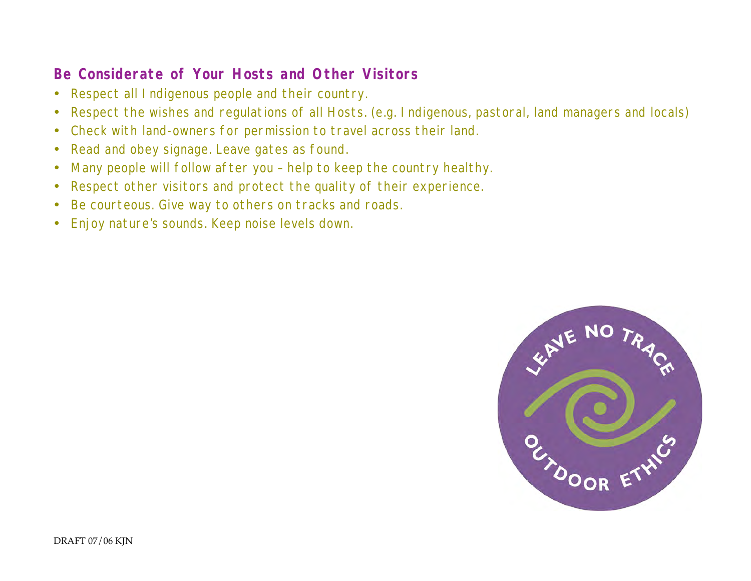## Be Considerate of Your Hosts and Other Visitors

- Respect all Indigenous people and their country.
- Respect the wishes and regulations of all Hosts. (e.g. Indigenous, pastoral, land managers and locals)
- Check with land-owners for permission to travel across their land.
- Read and obey signage. Leave gates as found.
- Many people will follow after you – help to keep the country healthy.
- Respect other visitors and protect the quality of their experience.
- Be courteous. Give way to others on tracks and roads.
- Enjoy nature's sounds. Keep noise levels down.

LEAVE NO TRACE OUTDOOR ETHICS

DRAFT 07/06 KJN